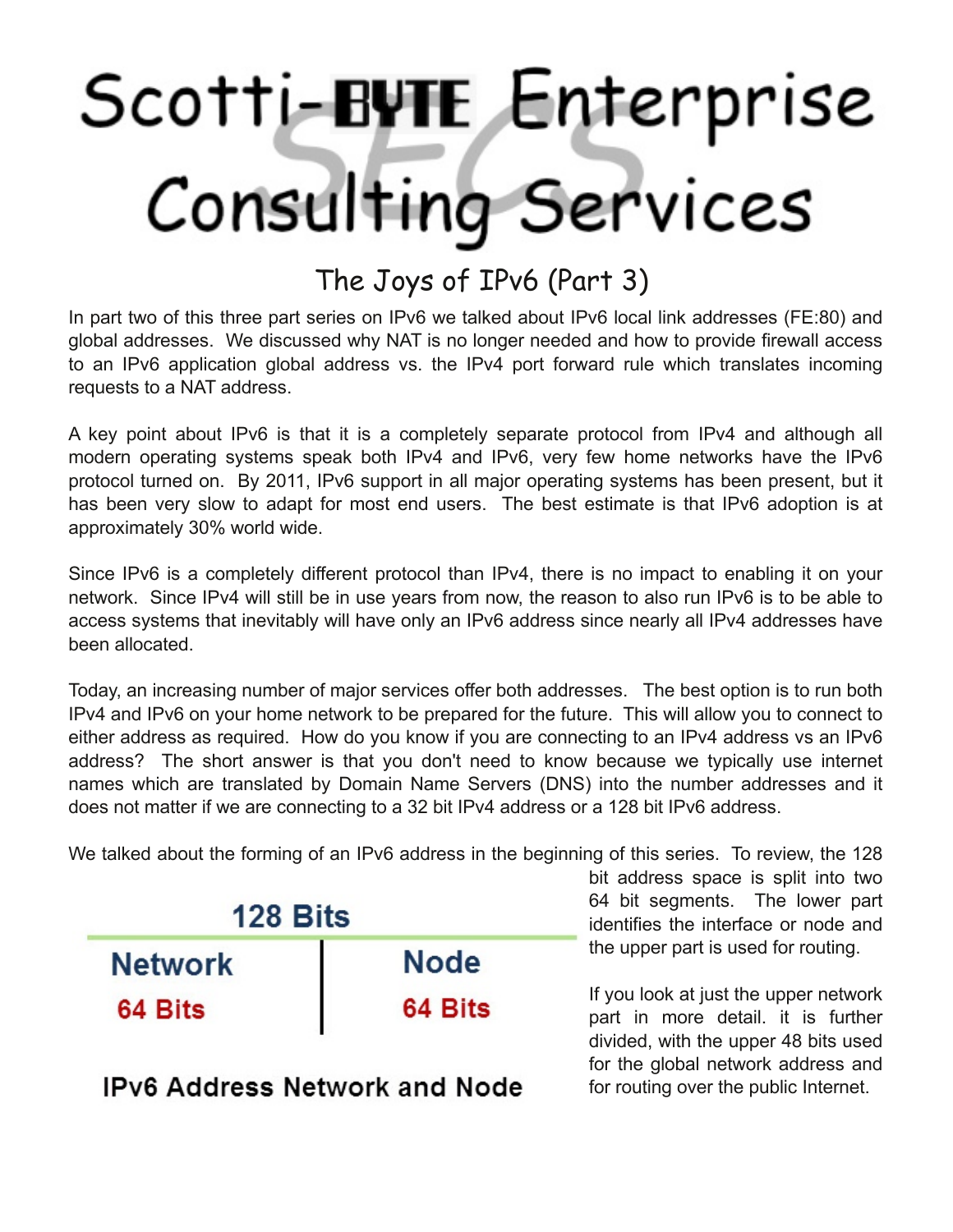# Scotti-BYTE Enterprise Consulting Services

## The Joys of IPv6 (Part 3)

In part two of this three part series on IPv6 we talked about IPv6 local link addresses (FE:80) and global addresses. We discussed why NAT is no longer needed and how to provide firewall access to an IPv6 application global address vs. the IPv4 port forward rule which translates incoming requests to a NAT address.

A key point about IPv6 is that it is a completely separate protocol from IPv4 and although all modern operating systems speak both IPv4 and IPv6, very few home networks have the IPv6 protocol turned on. By 2011, IPv6 support in all major operating systems has been present, but it has been very slow to adapt for most end users. The best estimate is that IPv6 adoption is at approximately 30% world wide.

Since IPv6 is a completely different protocol than IPv4, there is no impact to enabling it on your network. Since IPv4 will still be in use years from now, the reason to also run IPv6 is to be able to access systems that inevitably will have only an IPv6 address since nearly all IPv4 addresses have been allocated.

Today, an increasing number of major services offer both addresses. The best option is to run both IPv4 and IPv6 on your home network to be prepared for the future. This will allow you to connect to either address as required. How do you know if you are connecting to an IPv4 address vs an IPv6 address? The short answer is that you don't need to know because we typically use internet names which are translated by Domain Name Servers (DNS) into the number addresses and it does not matter if we are connecting to a 32 bit IPv4 address or a 128 bit IPv6 address.

We talked about the forming of an IPv6 address in the beginning of this series. To review, the 128 bit address space is split into two 64 bit segments. The lower part identifies the interface or node and the upper part is used for routing.

| 128 Bits | |
|---|---|
| Network | Node |
| 64 Bits | 64 Bits |

IPv6 Address Network and Node

If you look at just the upper network part in more detail. it is further divided, with the upper 48 bits used for the global network address and for routing over the public Internet.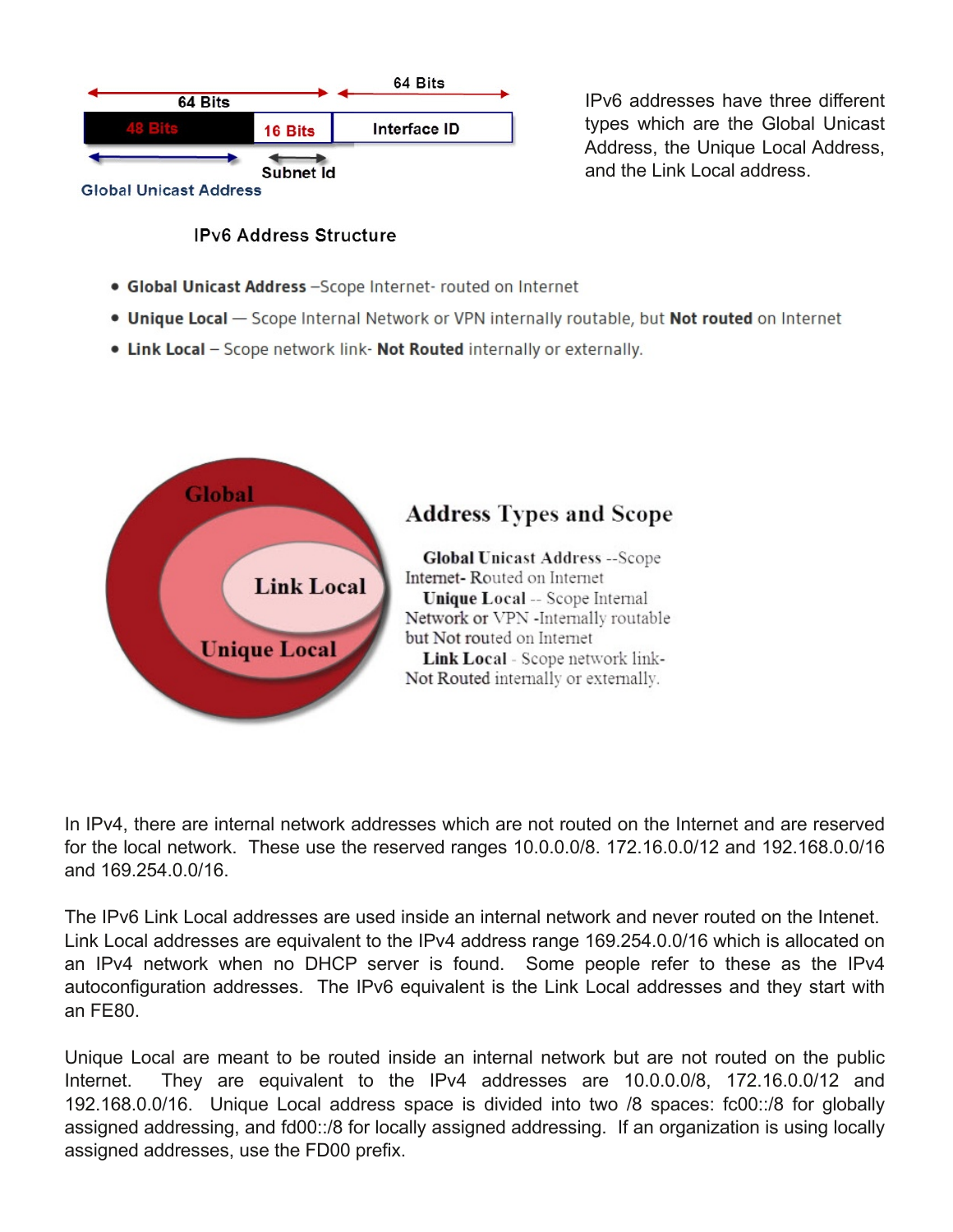IPv6 addresses have three different types which are the Global Unicast Address, the Unique Local Address, and the Link Local address.

- **Global Unicast Address** –Scope Internet- routed on Internet
- **Unique Local** — Scope Internal Network or VPN internally routable, but **Not routed** on Internet
- **Link Local** – Scope network link- **Not Routed** internally or externally.

In IPv4, there are internal network addresses which are not routed on the Internet and are reserved for the local network. These use the reserved ranges 10.0.0.0/8. 172.16.0.0/12 and 192.168.0.0/16 and 169.254.0.0/16.

The IPv6 Link Local addresses are used inside an internal network and never routed on the Intenet. Link Local addresses are equivalent to the IPv4 address range 169.254.0.0/16 which is allocated on an IPv4 network when no DHCP server is found. Some people refer to these as the IPv4 autoconfiguration addresses. The IPv6 equivalent is the Link Local addresses and they start with an FE80.

Unique Local are meant to be routed inside an internal network but are not routed on the public Internet. They are equivalent to the IPv4 addresses are 10.0.0.0/8, 172.16.0.0/12 and 192.168.0.0/16. Unique Local address space is divided into two /8 spaces: fc00::/8 for globally assigned addressing, and fd00::/8 for locally assigned addressing. If an organization is using locally assigned addresses, use the FD00 prefix.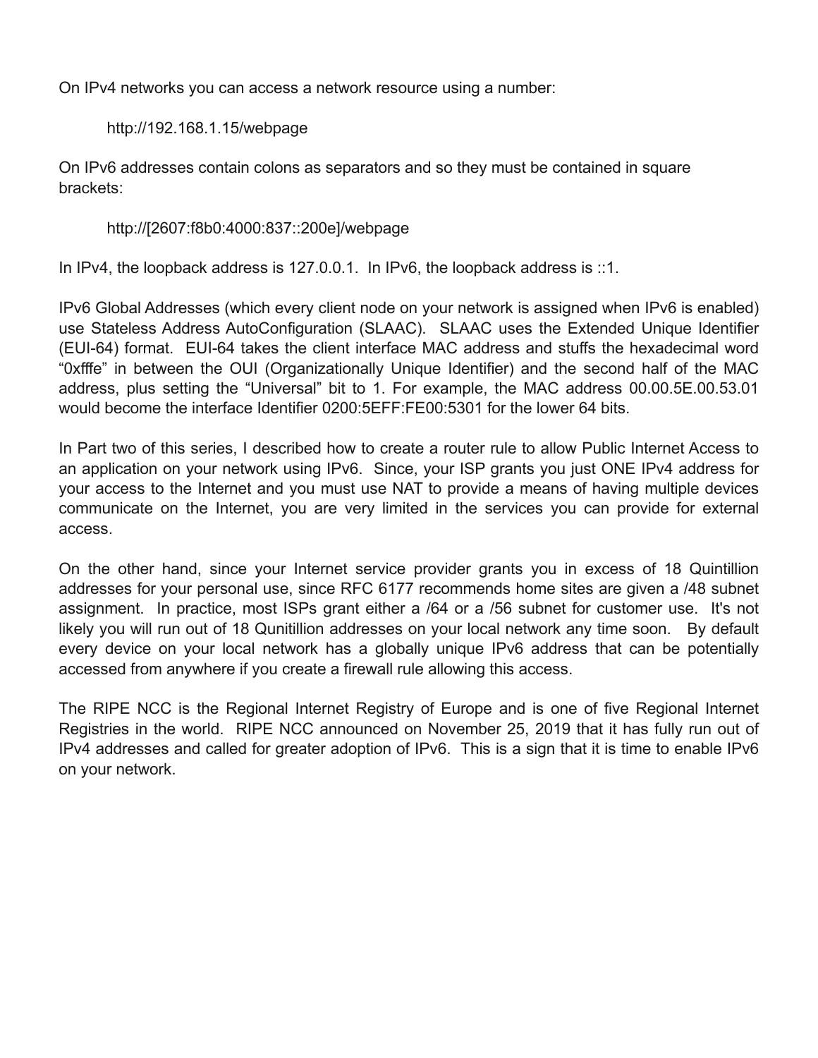On IPv4 networks you can access a network resource using a number:

http://192.168.1.15/webpage

On IPv6 addresses contain colons as separators and so they must be contained in square brackets:

http://[2607:f8b0:4000:837::200e]/webpage

In IPv4, the loopback address is 127.0.0.1. In IPv6, the loopback address is ::1.

IPv6 Global Addresses (which every client node on your network is assigned when IPv6 is enabled) use Stateless Address AutoConfiguration (SLAAC). SLAAC uses the Extended Unique Identifier (EUI-64) format. EUI-64 takes the client interface MAC address and stuffs the hexadecimal word “0xfffe” in between the OUI (Organizationally Unique Identifier) and the second half of the MAC address, plus setting the “Universal” bit to 1. For example, the MAC address 00.00.5E.00.53.01 would become the interface Identifier 0200:5EFF:FE00:5301 for the lower 64 bits.

In Part two of this series, I described how to create a router rule to allow Public Internet Access to an application on your network using IPv6. Since, your ISP grants you just ONE IPv4 address for your access to the Internet and you must use NAT to provide a means of having multiple devices communicate on the Internet, you are very limited in the services you can provide for external access.

On the other hand, since your Internet service provider grants you in excess of 18 Quintillion addresses for your personal use, since RFC 6177 recommends home sites are given a /48 subnet assignment. In practice, most ISPs grant either a /64 or a /56 subnet for customer use. It's not likely you will run out of 18 Qunitillion addresses on your local network any time soon. By default every device on your local network has a globally unique IPv6 address that can be potentially accessed from anywhere if you create a firewall rule allowing this access.

The RIPE NCC is the Regional Internet Registry of Europe and is one of five Regional Internet Registries in the world. RIPE NCC announced on November 25, 2019 that it has fully run out of IPv4 addresses and called for greater adoption of IPv6. This is a sign that it is time to enable IPv6 on your network.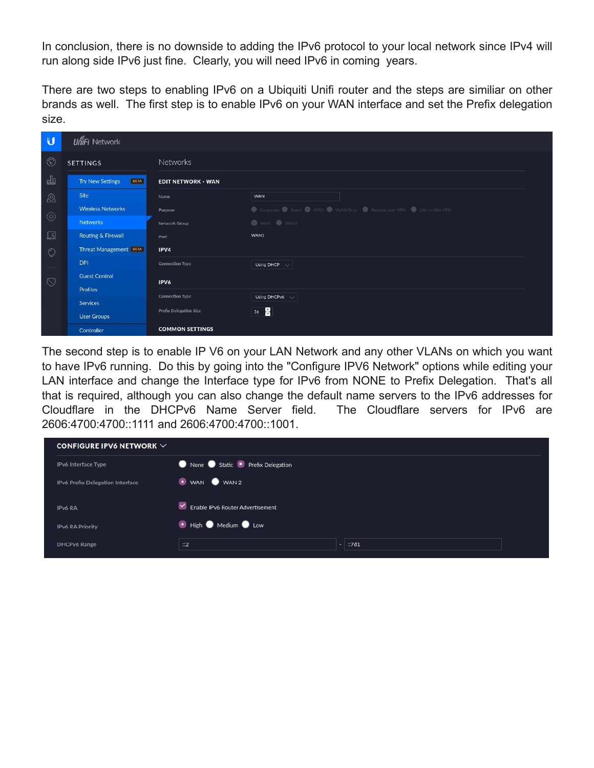In conclusion, there is no downside to adding the IPv6 protocol to your local network since IPv4 will run along side IPv6 just fine. Clearly, you will need IPv6 in coming years.

There are two steps to enabling IPv6 on a Ubiquiti Unifi router and the steps are similiar on other brands as well. The first step is to enable IPv6 on your WAN interface and set the Prefix delegation size.

The second step is to enable IP V6 on your LAN Network and any other VLANs on which you want to have IPv6 running. Do this by going into the "Configure IPV6 Network" options while editing your LAN interface and change the Interface type for IPv6 from NONE to Prefix Delegation. That's all that is required, although you can also change the default name servers to the IPv6 addresses for Cloudflare in the DHCPv6 Name Server field. The Cloudflare servers for IPv6 are 2606:4700:4700::1111 and 2606:4700:4700::1001.